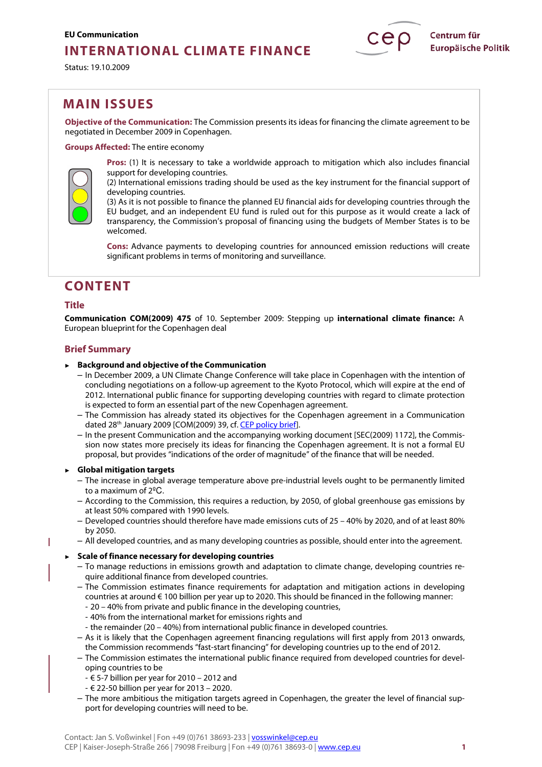**EU Communication**

# INTERNATIONAL CLIMATE FINANCE

Status: 19.10.2009

## MAIN ISSUES

**Objective of the Communication:** The Commission presents its ideas for financing the climate agreement to be negotiated in December 2009 in Copenhagen.

**Groups Affected:** The entire economy

**Pros:** (1) It is necessary to take a worldwide approach to mitigation which also includes financial support for developing countries.
(2) International emissions trading should be used as the key instrument for the financial support of developing countries.
(3) As it is not possible to finance the planned EU financial aids for developing countries through the EU budget, and an independent EU fund is ruled out for this purpose as it would create a lack of transparency, the Commission's proposal of financing using the budgets of Member States is to be welcomed.

**Cons:** Advance payments to developing countries for announced emission reductions will create significant problems in terms of monitoring and surveillance.

## CONTENT

### Title

**Communication COM(2009) 475** of 10. September 2009: Stepping up **international climate finance:** A European blueprint for the Copenhagen deal

### Brief Summary

- **Background and objective of the Communication**
  - In December 2009, a UN Climate Change Conference will take place in Copenhagen with the intention of concluding negotiations on a follow-up agreement to the Kyoto Protocol, which will expire at the end of 2012. International public finance for supporting developing countries with regard to climate protection is expected to form an essential part of the new Copenhagen agreement.
  - The Commission has already stated its objectives for the Copenhagen agreement in a Communication dated 28th January 2009 [COM(2009) 39, cf. CEP policy brief].
  - In the present Communication and the accompanying working document [SEC(2009) 1172], the Commission now states more precisely its ideas for financing the Copenhagen agreement. It is not a formal EU proposal, but provides "indications of the order of magnitude" of the finance that will be needed.
- **Global mitigation targets**
  - The increase in global average temperature above pre-industrial levels ought to be permanently limited to a maximum of 2ºC.
  - According to the Commission, this requires a reduction, by 2050, of global greenhouse gas emissions by at least 50% compared with 1990 levels.
  - Developed countries should therefore have made emissions cuts of 25 – 40% by 2020, and of at least 80% by 2050.
  - All developed countries, and as many developing countries as possible, should enter into the agreement.
- **Scale of finance necessary for developing countries**
  - To manage reductions in emissions growth and adaptation to climate change, developing countries require additional finance from developed countries.
  - The Commission estimates finance requirements for adaptation and mitigation actions in developing countries at around € 100 billion per year up to 2020. This should be financed in the following manner:
    - 20 – 40% from private and public finance in the developing countries,
    - 40% from the international market for emissions rights and
    - the remainder (20 – 40%) from international public finance in developed countries.
  - As it is likely that the Copenhagen agreement financing regulations will first apply from 2013 onwards, the Commission recommends "fast-start financing" for developing countries up to the end of 2012.
  - The Commission estimates the international public finance required from developed countries for developing countries to be
    - € 5-7 billion per year for 2010 – 2012 and
    - € 22-50 billion per year for 2013 – 2020.
  - The more ambitious the mitigation targets agreed in Copenhagen, the greater the level of financial support for developing countries will need to be.

Contact: Jan S. Voßwinkel | Fon +49 (0)761 38693-233 | vosswinkel@cep.eu
CEP | Kaiser-Joseph-Straße 266 | 79098 Freiburg | Fon +49 (0)761 38693-0 | www.cep.eu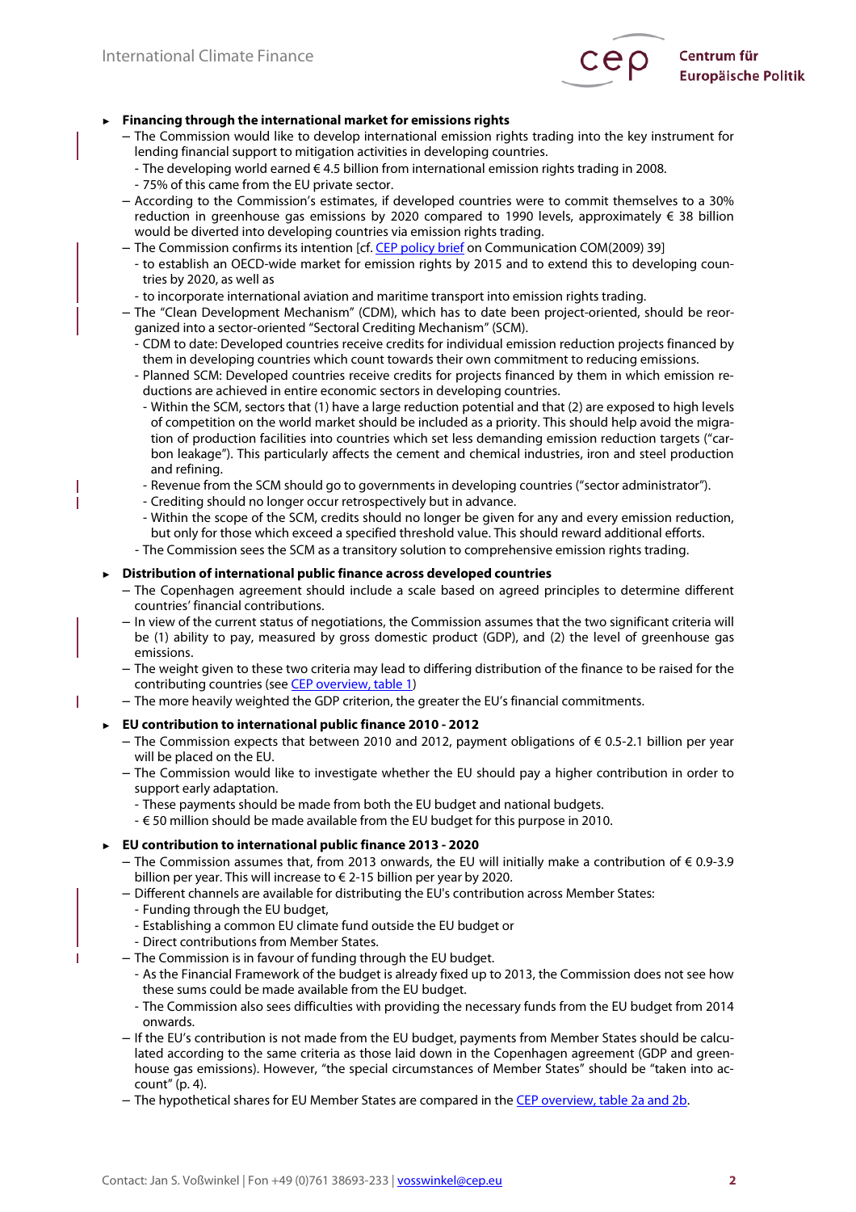- **Financing through the international market for emissions rights**
  - The Commission would like to develop international emission rights trading into the key instrument for lending financial support to mitigation activities in developing countries.
    - The developing world earned € 4.5 billion from international emission rights trading in 2008.
    - 75% of this came from the EU private sector.
  - According to the Commission's estimates, if developed countries were to commit themselves to a 30% reduction in greenhouse gas emissions by 2020 compared to 1990 levels, approximately € 38 billion would be diverted into developing countries via emission rights trading.
  - The Commission confirms its intention [cf. CEP policy brief on Communication COM(2009) 39]
    - to establish an OECD-wide market for emission rights by 2015 and to extend this to developing countries by 2020, as well as
    - to incorporate international aviation and maritime transport into emission rights trading.
  - The "Clean Development Mechanism" (CDM), which has to date been project-oriented, should be reorganized into a sector-oriented "Sectoral Crediting Mechanism" (SCM).
    - CDM to date: Developed countries receive credits for individual emission reduction projects financed by them in developing countries which count towards their own commitment to reducing emissions.
    - Planned SCM: Developed countries receive credits for projects financed by them in which emission reductions are achieved in entire economic sectors in developing countries.
      - Within the SCM, sectors that (1) have a large reduction potential and that (2) are exposed to high levels of competition on the world market should be included as a priority. This should help avoid the migration of production facilities into countries which set less demanding emission reduction targets ("carbon leakage"). This particularly affects the cement and chemical industries, iron and steel production and refining.
      - Revenue from the SCM should go to governments in developing countries ("sector administrator").
      - Crediting should no longer occur retrospectively but in advance.
      - Within the scope of the SCM, credits should no longer be given for any and every emission reduction, but only for those which exceed a specified threshold value. This should reward additional efforts.
    - The Commission sees the SCM as a transitory solution to comprehensive emission rights trading.

- **Distribution of international public finance across developed countries**
  - The Copenhagen agreement should include a scale based on agreed principles to determine different countries' financial contributions.
  - In view of the current status of negotiations, the Commission assumes that the two significant criteria will be (1) ability to pay, measured by gross domestic product (GDP), and (2) the level of greenhouse gas emissions.
  - The weight given to these two criteria may lead to differing distribution of the finance to be raised for the contributing countries (see CEP overview, table 1)
  - The more heavily weighted the GDP criterion, the greater the EU's financial commitments.

- **EU contribution to international public finance 2010 - 2012**
  - The Commission expects that between 2010 and 2012, payment obligations of € 0.5-2.1 billion per year will be placed on the EU.
  - The Commission would like to investigate whether the EU should pay a higher contribution in order to support early adaptation.
    - These payments should be made from both the EU budget and national budgets.
    - € 50 million should be made available from the EU budget for this purpose in 2010.

- **EU contribution to international public finance 2013 - 2020**
  - The Commission assumes that, from 2013 onwards, the EU will initially make a contribution of € 0.9-3.9 billion per year. This will increase to € 2-15 billion per year by 2020.
  - Different channels are available for distributing the EU's contribution across Member States:
    - Funding through the EU budget,
    - Establishing a common EU climate fund outside the EU budget or
    - Direct contributions from Member States.
  - The Commission is in favour of funding through the EU budget.
    - As the Financial Framework of the budget is already fixed up to 2013, the Commission does not see how these sums could be made available from the EU budget.
    - The Commission also sees difficulties with providing the necessary funds from the EU budget from 2014 onwards.
  - If the EU's contribution is not made from the EU budget, payments from Member States should be calculated according to the same criteria as those laid down in the Copenhagen agreement (GDP and greenhouse gas emissions). However, "the special circumstances of Member States" should be "taken into account" (p. 4).
  - The hypothetical shares for EU Member States are compared in the CEP overview, table 2a and 2b.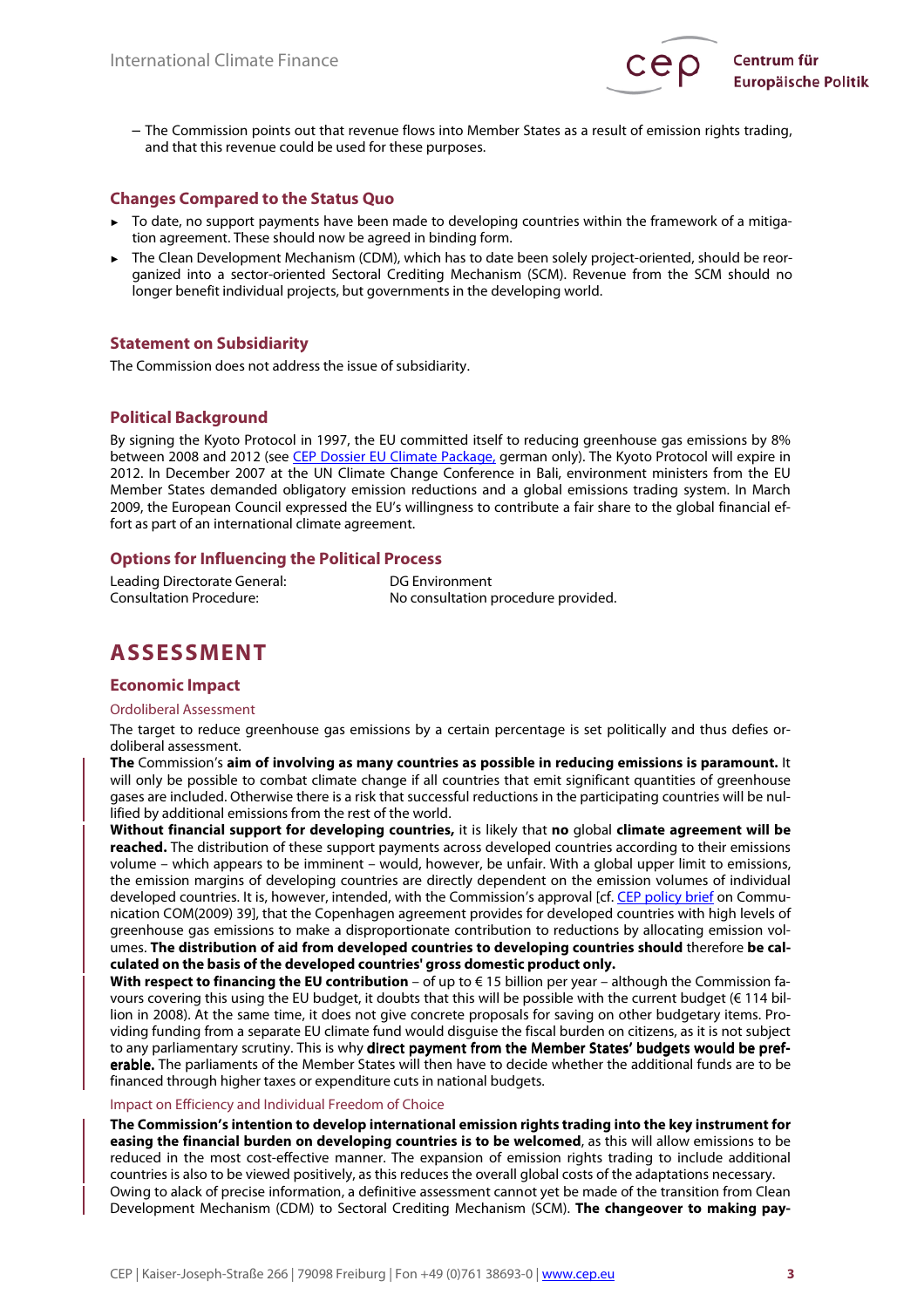– The Commission points out that revenue flows into Member States as a result of emission rights trading, and that this revenue could be used for these purposes.

## Changes Compared to the Status Quo

- To date, no support payments have been made to developing countries within the framework of a mitigation agreement. These should now be agreed in binding form.
- The Clean Development Mechanism (CDM), which has to date been solely project-oriented, should be reorganized into a sector-oriented Sectoral Crediting Mechanism (SCM). Revenue from the SCM should no longer benefit individual projects, but governments in the developing world.

## Statement on Subsidiarity

The Commission does not address the issue of subsidiarity.

## Political Background

By signing the Kyoto Protocol in 1997, the EU committed itself to reducing greenhouse gas emissions by 8% between 2008 and 2012 (see CEP Dossier EU Climate Package, german only). The Kyoto Protocol will expire in 2012. In December 2007 at the UN Climate Change Conference in Bali, environment ministers from the EU Member States demanded obligatory emission reductions and a global emissions trading system. In March 2009, the European Council expressed the EU's willingness to contribute a fair share to the global financial effort as part of an international climate agreement.

## Options for Influencing the Political Process

| | |
|---|---|
| Leading Directorate General: | DG Environment |
| Consultation Procedure: | No consultation procedure provided. |

# ASSESSMENT

## Economic Impact

### Ordoliberal Assessment

The target to reduce greenhouse gas emissions by a certain percentage is set politically and thus defies ordoliberal assessment.

**The** Commission's **aim of involving as many countries as possible in reducing emissions is paramount.** It will only be possible to combat climate change if all countries that emit significant quantities of greenhouse gases are included. Otherwise there is a risk that successful reductions in the participating countries will be nullified by additional emissions from the rest of the world.

**Without financial support for developing countries,** it is likely that **no** global **climate agreement will be reached.** The distribution of these support payments across developed countries according to their emissions volume – which appears to be imminent – would, however, be unfair. With a global upper limit to emissions, the emission margins of developing countries are directly dependent on the emission volumes of individual developed countries. It is, however, intended, with the Commission's approval [cf. CEP policy brief on Communication COM(2009) 39], that the Copenhagen agreement provides for developed countries with high levels of greenhouse gas emissions to make a disproportionate contribution to reductions by allocating emission volumes. **The distribution of aid from developed countries to developing countries should** therefore **be calculated on the basis of the developed countries' gross domestic product only.**

**With respect to financing the EU contribution** – of up to € 15 billion per year – although the Commission favours covering this using the EU budget, it doubts that this will be possible with the current budget (€ 114 billion in 2008). At the same time, it does not give concrete proposals for saving on other budgetary items. Providing funding from a separate EU climate fund would disguise the fiscal burden on citizens, as it is not subject to any parliamentary scrutiny. This is why **direct payment from the Member States' budgets would be preferable.** The parliaments of the Member States will then have to decide whether the additional funds are to be financed through higher taxes or expenditure cuts in national budgets.

### Impact on Efficiency and Individual Freedom of Choice

**The Commission's intention to develop international emission rights trading into the key instrument for easing the financial burden on developing countries is to be welcomed**, as this will allow emissions to be reduced in the most cost-effective manner. The expansion of emission rights trading to include additional countries is also to be viewed positively, as this reduces the overall global costs of the adaptations necessary.

Owing to alack of precise information, a definitive assessment cannot yet be made of the transition from Clean Development Mechanism (CDM) to Sectoral Crediting Mechanism (SCM). **The changeover to making pay-**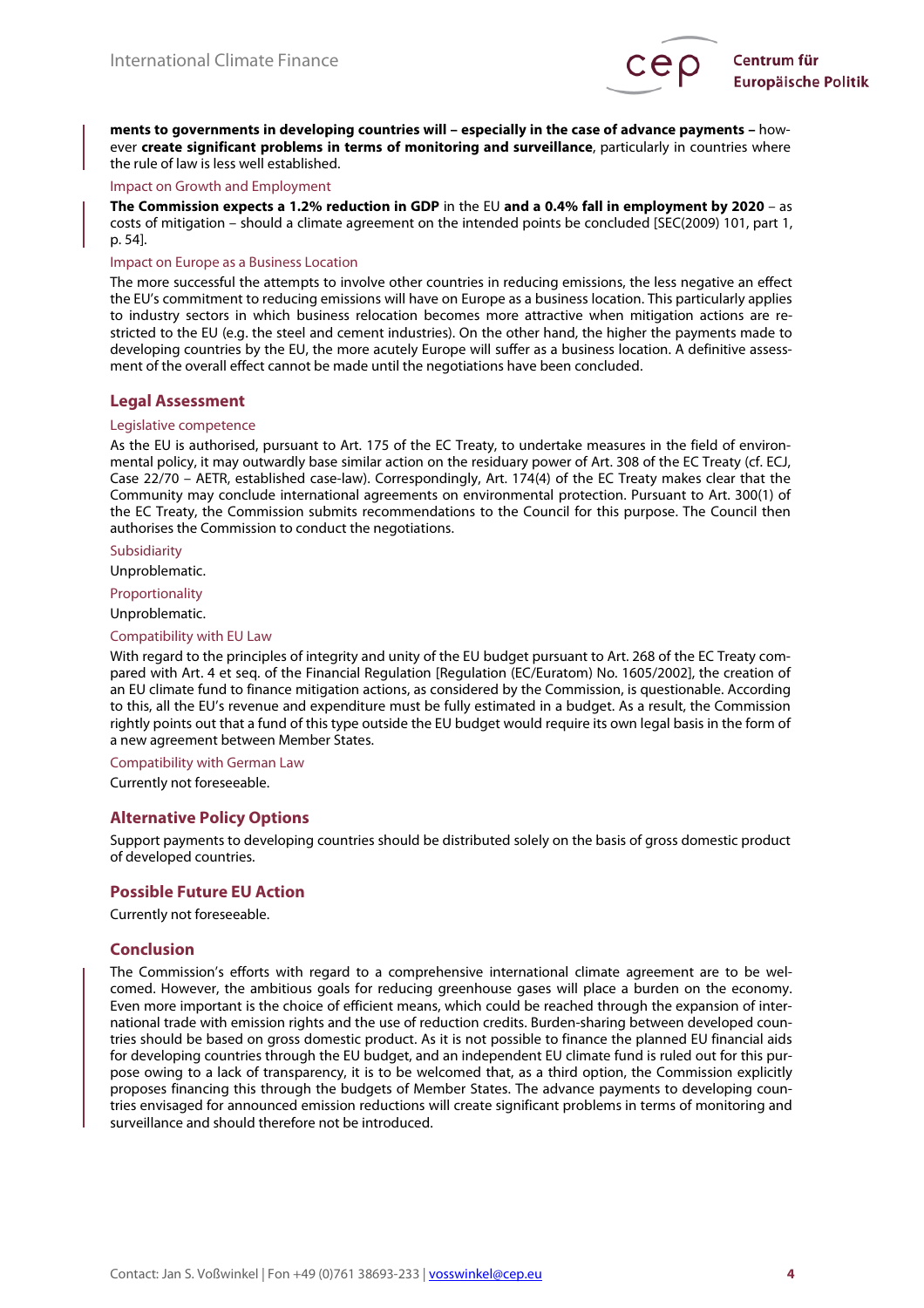**ments to governments in developing countries will – especially in the case of advance payments –** however **create significant problems in terms of monitoring and surveillance**, particularly in countries where the rule of law is less well established.

### Impact on Growth and Employment

**The Commission expects a 1.2% reduction in GDP** in the EU **and a 0.4% fall in employment by 2020** – as costs of mitigation – should a climate agreement on the intended points be concluded [SEC(2009) 101, part 1, p. 54].

### Impact on Europe as a Business Location

The more successful the attempts to involve other countries in reducing emissions, the less negative an effect the EU's commitment to reducing emissions will have on Europe as a business location. This particularly applies to industry sectors in which business relocation becomes more attractive when mitigation actions are restricted to the EU (e.g. the steel and cement industries). On the other hand, the higher the payments made to developing countries by the EU, the more acutely Europe will suffer as a business location. A definitive assessment of the overall effect cannot be made until the negotiations have been concluded.

## Legal Assessment

### Legislative competence

As the EU is authorised, pursuant to Art. 175 of the EC Treaty, to undertake measures in the field of environmental policy, it may outwardly base similar action on the residuary power of Art. 308 of the EC Treaty (cf. ECJ, Case 22/70 – AETR, established case-law). Correspondingly, Art. 174(4) of the EC Treaty makes clear that the Community may conclude international agreements on environmental protection. Pursuant to Art. 300(1) of the EC Treaty, the Commission submits recommendations to the Council for this purpose. The Council then authorises the Commission to conduct the negotiations.

### Subsidiarity

Unproblematic.

### Proportionality

Unproblematic.

### Compatibility with EU Law

With regard to the principles of integrity and unity of the EU budget pursuant to Art. 268 of the EC Treaty compared with Art. 4 et seq. of the Financial Regulation [Regulation (EC/Euratom) No. 1605/2002], the creation of an EU climate fund to finance mitigation actions, as considered by the Commission, is questionable. According to this, all the EU's revenue and expenditure must be fully estimated in a budget. As a result, the Commission rightly points out that a fund of this type outside the EU budget would require its own legal basis in the form of a new agreement between Member States.

### Compatibility with German Law

Currently not foreseeable.

## Alternative Policy Options

Support payments to developing countries should be distributed solely on the basis of gross domestic product of developed countries.

## Possible Future EU Action

Currently not foreseeable.

## Conclusion

The Commission's efforts with regard to a comprehensive international climate agreement are to be welcomed. However, the ambitious goals for reducing greenhouse gases will place a burden on the economy. Even more important is the choice of efficient means, which could be reached through the expansion of international trade with emission rights and the use of reduction credits. Burden-sharing between developed countries should be based on gross domestic product. As it is not possible to finance the planned EU financial aids for developing countries through the EU budget, and an independent EU climate fund is ruled out for this purpose owing to a lack of transparency, it is to be welcomed that, as a third option, the Commission explicitly proposes financing this through the budgets of Member States. The advance payments to developing countries envisaged for announced emission reductions will create significant problems in terms of monitoring and surveillance and should therefore not be introduced.